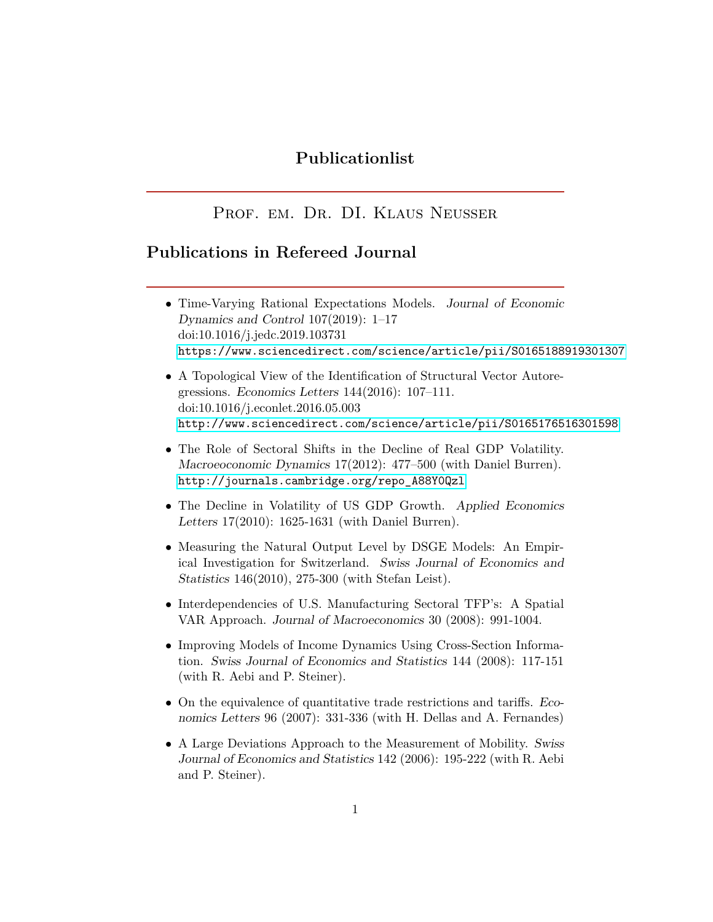# Publicationlist

## Prof. em. Dr. DI. Klaus Neusser

## Publications in Refereed Journal

- Time-Varying Rational Expectations Models. *Journal of Economic Dynamics and Control* 107(2019): 1–17
  doi:10.1016/j.jedc.2019.103731
  https://www.sciencedirect.com/science/article/pii/S0165188919301307

- A Topological View of the Identification of Structural Vector Autoregressions. *Economics Letters* 144(2016): 107–111.
  doi:10.1016/j.econlet.2016.05.003
  http://www.sciencedirect.com/science/article/pii/S0165176516301598

- The Role of Sectoral Shifts in the Decline of Real GDP Volatility. *Macroeoconomic Dynamics* 17(2012): 477–500 (with Daniel Burren).
  http://journals.cambridge.org/repo_A88Y0Qzl

- The Decline in Volatility of US GDP Growth. *Applied Economics Letters* 17(2010): 1625-1631 (with Daniel Burren).

- Measuring the Natural Output Level by DSGE Models: An Empirical Investigation for Switzerland. *Swiss Journal of Economics and Statistics* 146(2010), 275-300 (with Stefan Leist).

- Interdependencies of U.S. Manufacturing Sectoral TFP's: A Spatial VAR Approach. *Journal of Macroeconomics* 30 (2008): 991-1004.

- Improving Models of Income Dynamics Using Cross-Section Information. *Swiss Journal of Economics and Statistics* 144 (2008): 117-151 (with R. Aebi and P. Steiner).

- On the equivalence of quantitative trade restrictions and tariffs. *Economics Letters* 96 (2007): 331-336 (with H. Dellas and A. Fernandes)

- A Large Deviations Approach to the Measurement of Mobility. *Swiss Journal of Economics and Statistics* 142 (2006): 195-222 (with R. Aebi and P. Steiner).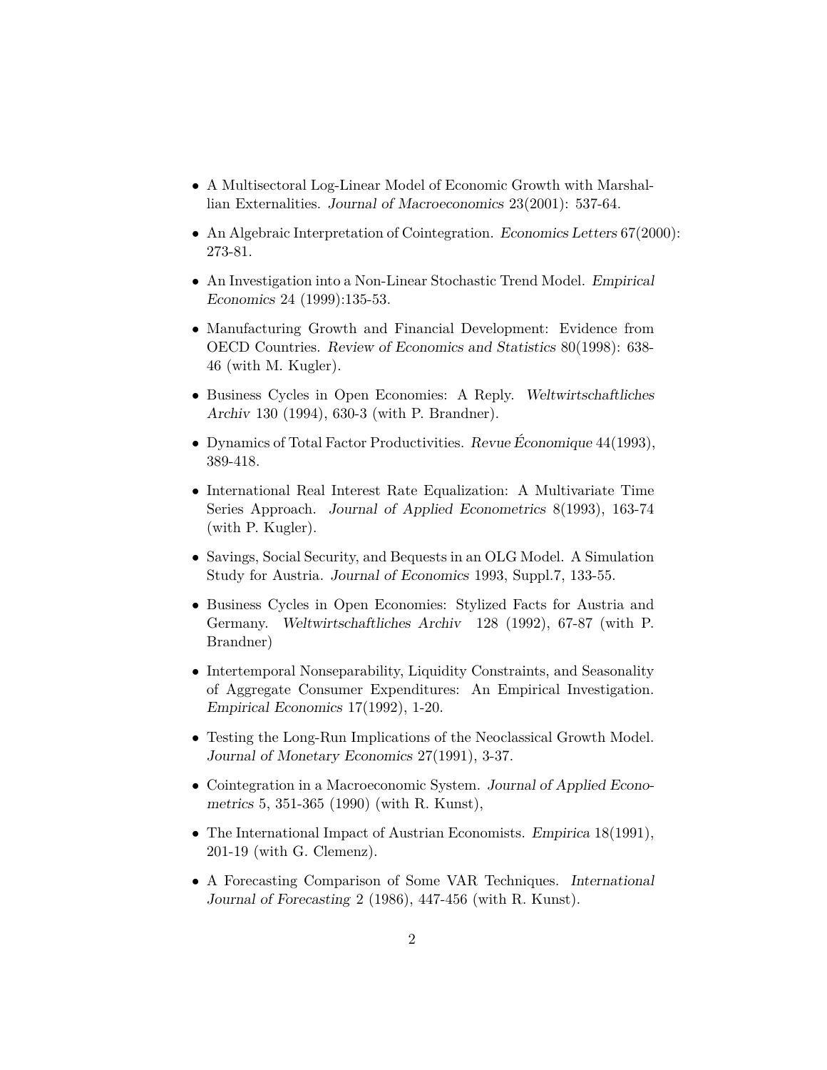- A Multisectoral Log-Linear Model of Economic Growth with Marshallian Externalities. *Journal of Macroeconomics* 23(2001): 537-64.

- An Algebraic Interpretation of Cointegration. *Economics Letters* 67(2000): 273-81.

- An Investigation into a Non-Linear Stochastic Trend Model. *Empirical Economics* 24 (1999):135-53.

- Manufacturing Growth and Financial Development: Evidence from OECD Countries. *Review of Economics and Statistics* 80(1998): 638-46 (with M. Kugler).

- Business Cycles in Open Economies: A Reply. *Weltwirtschaftliches Archiv* 130 (1994), 630-3 (with P. Brandner).

- Dynamics of Total Factor Productivities. *Revue Économique* 44(1993), 389-418.

- International Real Interest Rate Equalization: A Multivariate Time Series Approach. *Journal of Applied Econometrics* 8(1993), 163-74 (with P. Kugler).

- Savings, Social Security, and Bequests in an OLG Model. A Simulation Study for Austria. *Journal of Economics* 1993, Suppl.7, 133-55.

- Business Cycles in Open Economies: Stylized Facts for Austria and Germany. *Weltwirtschaftliches Archiv* 128 (1992), 67-87 (with P. Brandner)

- Intertemporal Nonseparability, Liquidity Constraints, and Seasonality of Aggregate Consumer Expenditures: An Empirical Investigation. *Empirical Economics* 17(1992), 1-20.

- Testing the Long-Run Implications of the Neoclassical Growth Model. *Journal of Monetary Economics* 27(1991), 3-37.

- Cointegration in a Macroeconomic System. *Journal of Applied Econometrics* 5, 351-365 (1990) (with R. Kunst),

- The International Impact of Austrian Economists. *Empirica* 18(1991), 201-19 (with G. Clemenz).

- A Forecasting Comparison of Some VAR Techniques. *International Journal of Forecasting* 2 (1986), 447-456 (with R. Kunst).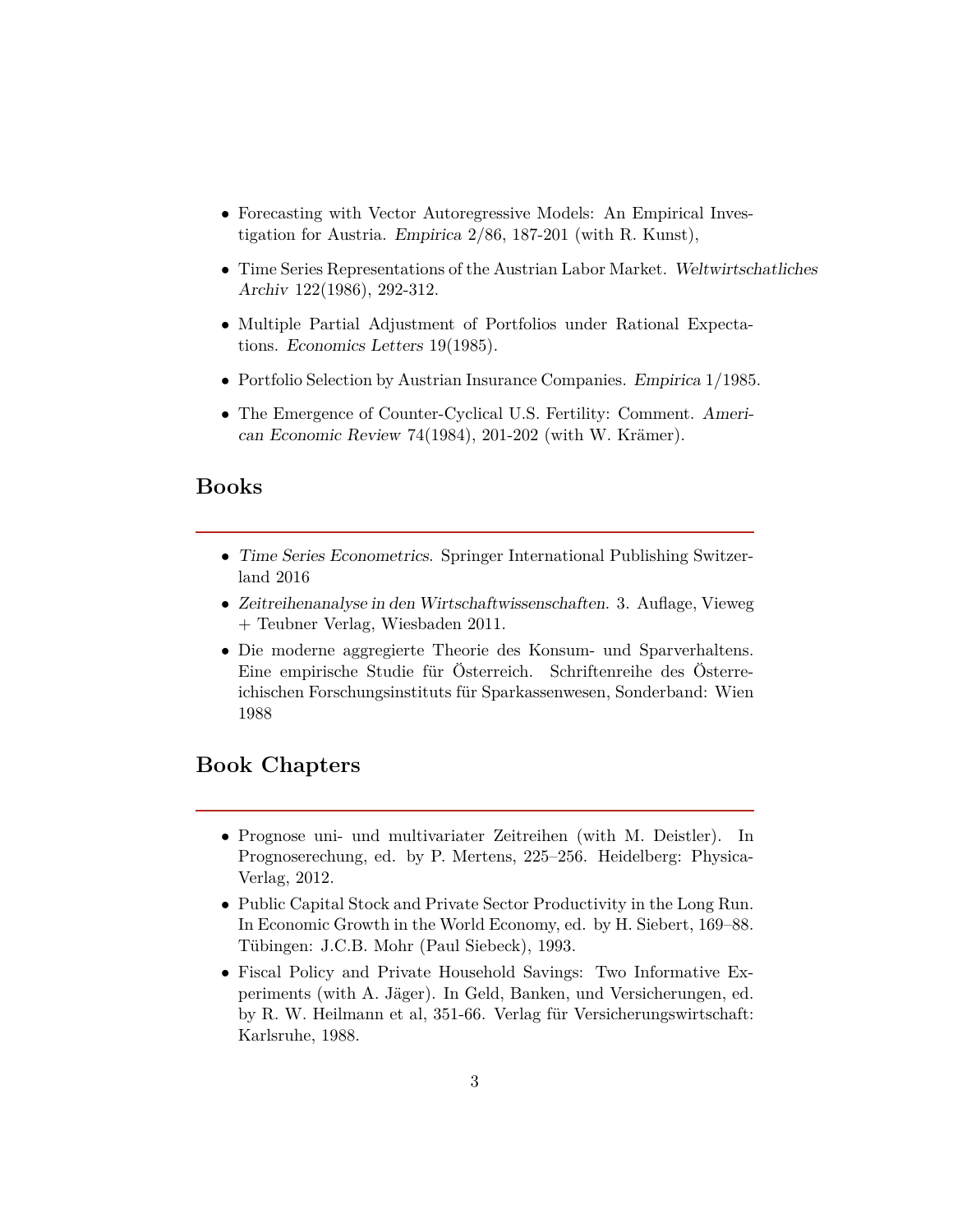- Forecasting with Vector Autoregressive Models: An Empirical Investigation for Austria. *Empirica* 2/86, 187-201 (with R. Kunst),
- Time Series Representations of the Austrian Labor Market. *Weltwirtschatliches Archiv* 122(1986), 292-312.
- Multiple Partial Adjustment of Portfolios under Rational Expectations. *Economics Letters* 19(1985).
- Portfolio Selection by Austrian Insurance Companies. *Empirica* 1/1985.
- The Emergence of Counter-Cyclical U.S. Fertility: Comment. *American Economic Review* 74(1984), 201-202 (with W. Krämer).

## Books

- *Time Series Econometrics*. Springer International Publishing Switzerland 2016
- *Zeitreihenanalyse in den Wirtschaftwissenschaften*. 3. Auflage, Vieweg + Teubner Verlag, Wiesbaden 2011.
- Die moderne aggregierte Theorie des Konsum- und Sparverhaltens. Eine empirische Studie für Österreich. Schriftenreihe des Österreichischen Forschungsinstituts für Sparkassenwesen, Sonderband: Wien 1988

## Book Chapters

- Prognose uni- und multivariater Zeitreihen (with M. Deistler). In Prognoserechung, ed. by P. Mertens, 225–256. Heidelberg: Physica-Verlag, 2012.
- Public Capital Stock and Private Sector Productivity in the Long Run. In Economic Growth in the World Economy, ed. by H. Siebert, 169–88. Tübingen: J.C.B. Mohr (Paul Siebeck), 1993.
- Fiscal Policy and Private Household Savings: Two Informative Experiments (with A. Jäger). In Geld, Banken, und Versicherungen, ed. by R. W. Heilmann et al, 351-66. Verlag für Versicherungswirtschaft: Karlsruhe, 1988.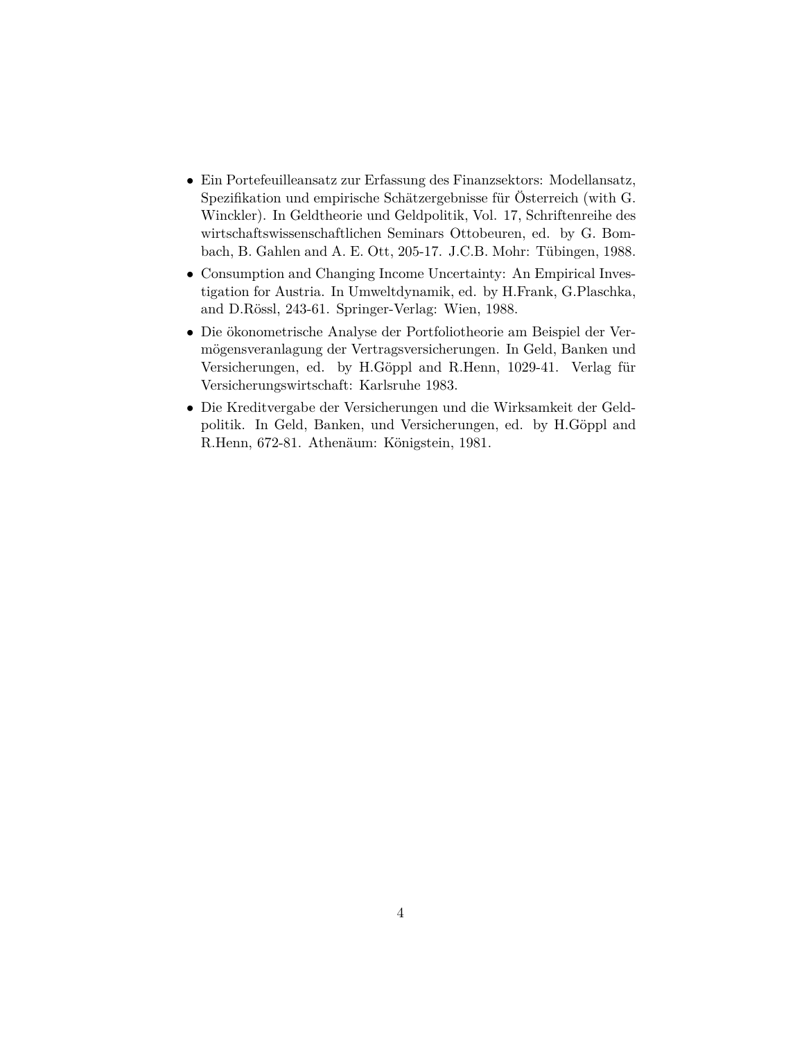- Ein Portefeuilleansatz zur Erfassung des Finanzsektors: Modellansatz, Spezifikation und empirische Schätzergebnisse für Österreich (with G. Winckler). In Geldtheorie und Geldpolitik, Vol. 17, Schriftenreihe des wirtschaftswissenschaftlichen Seminars Ottobeuren, ed. by G. Bombach, B. Gahlen and A. E. Ott, 205-17. J.C.B. Mohr: Tübingen, 1988.
- Consumption and Changing Income Uncertainty: An Empirical Investigation for Austria. In Umweltdynamik, ed. by H.Frank, G.Plaschka, and D.Rössl, 243-61. Springer-Verlag: Wien, 1988.
- Die ökonometrische Analyse der Portfoliotheorie am Beispiel der Vermögensveranlagung der Vertragsversicherungen. In Geld, Banken und Versicherungen, ed. by H.Göppl and R.Henn, 1029-41. Verlag für Versicherungswirtschaft: Karlsruhe 1983.
- Die Kreditvergabe der Versicherungen und die Wirksamkeit der Geldpolitik. In Geld, Banken, und Versicherungen, ed. by H.Göppl and R.Henn, 672-81. Athenäum: Königstein, 1981.